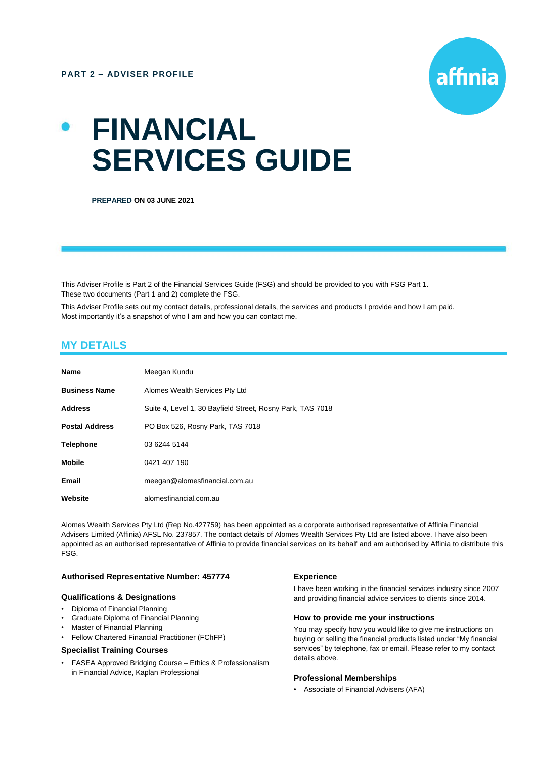**PART 2 – ADVISER PROFILE**

# FINANCIAL SERVICES GUIDE

**PREPARED ON 03 JUNE 2021**

This Adviser Profile is Part 2 of the Financial Services Guide (FSG) and should be provided to you with FSG Part 1. These two documents (Part 1 and 2) complete the FSG.

This Adviser Profile sets out my contact details, professional details, the services and products I provide and how I am paid. Most importantly it's a snapshot of who I am and how you can contact me.

## MY DETAILS

| | |
|---|---|
| **Name** | Meegan Kundu |
| **Business Name** | Alomes Wealth Services Pty Ltd |
| **Address** | Suite 4, Level 1, 30 Bayfield Street, Rosny Park, TAS 7018 |
| **Postal Address** | PO Box 526, Rosny Park, TAS 7018 |
| **Telephone** | 03 6244 5144 |
| **Mobile** | 0421 407 190 |
| **Email** | meegan@alomesfinancial.com.au |
| **Website** | alomesfinancial.com.au |

Alomes Wealth Services Pty Ltd (Rep No.427759) has been appointed as a corporate authorised representative of Affinia Financial Advisers Limited (Affinia) AFSL No. 237857. The contact details of Alomes Wealth Services Pty Ltd are listed above. I have also been appointed as an authorised representative of Affinia to provide financial services on its behalf and am authorised by Affinia to distribute this FSG.

### Authorised Representative Number: 457774

### Qualifications & Designations

- Diploma of Financial Planning
- Graduate Diploma of Financial Planning
- Master of Financial Planning
- Fellow Chartered Financial Practitioner (FChFP)

### Specialist Training Courses

- FASEA Approved Bridging Course – Ethics & Professionalism in Financial Advice, Kaplan Professional

### Experience

I have been working in the financial services industry since 2007 and providing financial advice services to clients since 2014.

### How to provide me your instructions

You may specify how you would like to give me instructions on buying or selling the financial products listed under "My financial services" by telephone, fax or email. Please refer to my contact details above.

### Professional Memberships

- Associate of Financial Advisers (AFA)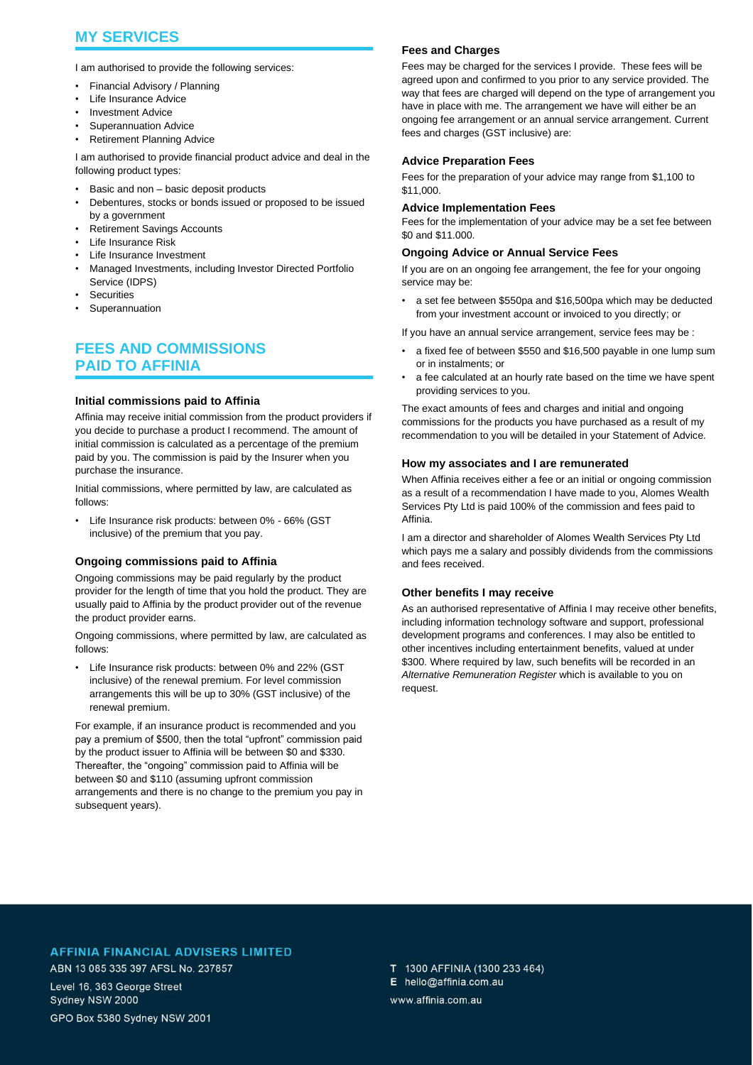## MY SERVICES

I am authorised to provide the following services:

- Financial Advisory / Planning
- Life Insurance Advice
- Investment Advice
- Superannuation Advice
- Retirement Planning Advice

I am authorised to provide financial product advice and deal in the following product types:

- Basic and non – basic deposit products
- Debentures, stocks or bonds issued or proposed to be issued by a government
- Retirement Savings Accounts
- Life Insurance Risk
- Life Insurance Investment
- Managed Investments, including Investor Directed Portfolio Service (IDPS)
- Securities
- Superannuation

## FEES AND COMMISSIONS PAID TO AFFINIA

### Initial commissions paid to Affinia

Affinia may receive initial commission from the product providers if you decide to purchase a product I recommend. The amount of initial commission is calculated as a percentage of the premium paid by you. The commission is paid by the Insurer when you purchase the insurance.

Initial commissions, where permitted by law, are calculated as follows:

- Life Insurance risk products: between 0% - 66% (GST inclusive) of the premium that you pay.

### Ongoing commissions paid to Affinia

Ongoing commissions may be paid regularly by the product provider for the length of time that you hold the product. They are usually paid to Affinia by the product provider out of the revenue the product provider earns.

Ongoing commissions, where permitted by law, are calculated as follows:

- Life Insurance risk products: between 0% and 22% (GST inclusive) of the renewal premium. For level commission arrangements this will be up to 30% (GST inclusive) of the renewal premium.

For example, if an insurance product is recommended and you pay a premium of $500, then the total "upfront" commission paid by the product issuer to Affinia will be between $0 and $330. Thereafter, the "ongoing" commission paid to Affinia will be between $0 and $110 (assuming upfront commission arrangements and there is no change to the premium you pay in subsequent years).

### Fees and Charges

Fees may be charged for the services I provide. These fees will be agreed upon and confirmed to you prior to any service provided. The way that fees are charged will depend on the type of arrangement you have in place with me. The arrangement we have will either be an ongoing fee arrangement or an annual service arrangement. Current fees and charges (GST inclusive) are:

### Advice Preparation Fees

Fees for the preparation of your advice may range from $1,100 to $11,000.

### Advice Implementation Fees

Fees for the implementation of your advice may be a set fee between $0 and $11.000.

### Ongoing Advice or Annual Service Fees

If you are on an ongoing fee arrangement, the fee for your ongoing service may be:

- a set fee between $550pa and $16,500pa which may be deducted from your investment account or invoiced to you directly; or

If you have an annual service arrangement, service fees may be :

- a fixed fee of between $550 and $16,500 payable in one lump sum or in instalments; or
- a fee calculated at an hourly rate based on the time we have spent providing services to you.

The exact amounts of fees and charges and initial and ongoing commissions for the products you have purchased as a result of my recommendation to you will be detailed in your Statement of Advice.

### How my associates and I are remunerated

When Affinia receives either a fee or an initial or ongoing commission as a result of a recommendation I have made to you, Alomes Wealth Services Pty Ltd is paid 100% of the commission and fees paid to Affinia.

I am a director and shareholder of Alomes Wealth Services Pty Ltd which pays me a salary and possibly dividends from the commissions and fees received.

### Other benefits I may receive

As an authorised representative of Affinia I may receive other benefits, including information technology software and support, professional development programs and conferences. I may also be entitled to other incentives including entertainment benefits, valued at under $300. Where required by law, such benefits will be recorded in an *Alternative Remuneration Register* which is available to you on request.

**AFFINIA FINANCIAL ADVISERS LIMITED**
ABN 13 085 335 397 AFSL No. 237857
Level 16, 363 George Street
Sydney NSW 2000
GPO Box 5380 Sydney NSW 2001

**T** 1300 AFFINIA (1300 233 464)
**E** hello@affinia.com.au
www.affinia.com.au